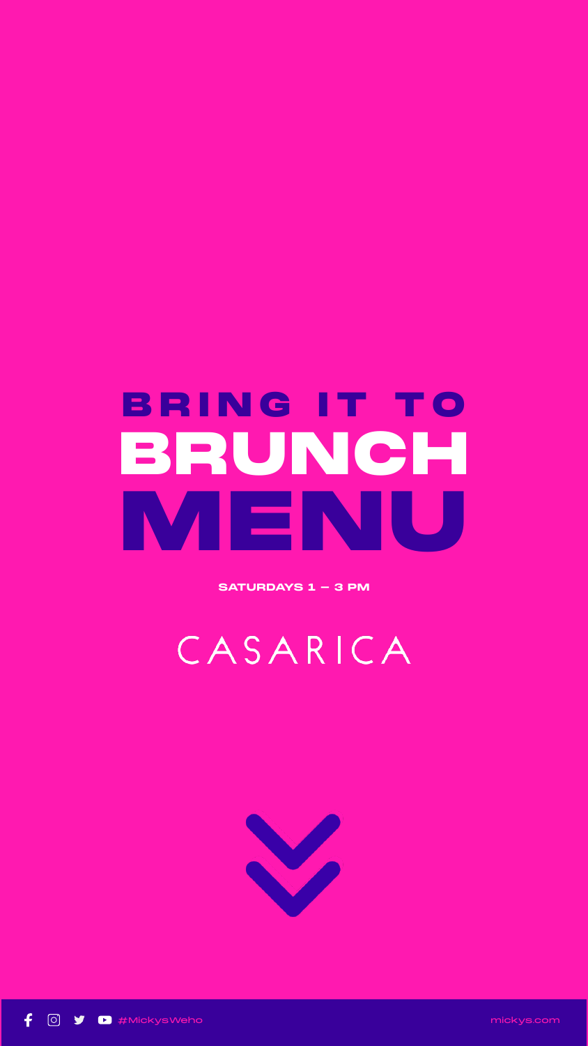# BRING IT TO BRUNCH MENU

**SATURDAYS 1 – 3 PM**

CASARICA

#MickysWeho

mickys.com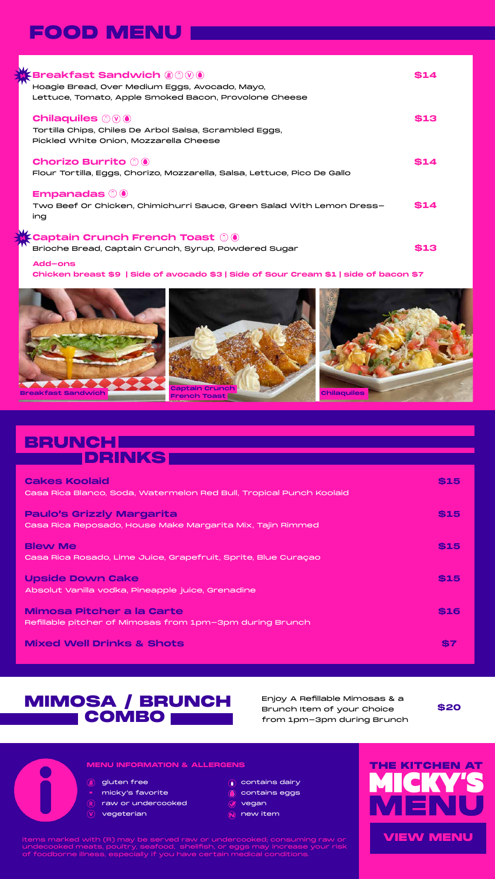# FOOD MENU

**Breakfast Sandwich** — $14
Hoagie Bread, Over Medium Eggs, Avocado, Mayo, Lettuce, Tomato, Apple Smoked Bacon, Provolone Cheese

**Chilaquiles** — $13
Tortilla Chips, Chiles De Arbol Salsa, Scrambled Eggs, Pickled White Onion, Mozzarella Cheese

**Chorizo Burrito** — $14
Flour Tortilla, Eggs, Chorizo, Mozzarella, Salsa, Lettuce, Pico De Gallo

**Empanadas** — $14
Two Beef Or Chicken, Chimichurri Sauce, Green Salad With Lemon Dressing

**Captain Crunch French Toast** — $13
Brioche Bread, Captain Crunch, Syrup, Powdered Sugar

**Add-ons**
Chicken breast $9 | Side of avocado $3 | Side of Sour Cream $1 | side of bacon $7

Breakfast Sandwich

Captain Crunch French Toast

Chilaquiles

# BRUNCH DRINKS

**Cakes Koolaid** — $15
Casa Rica Blanco, Soda, Watermelon Red Bull, Tropical Punch Koolaid

**Paulo's Grizzly Margarita** — $15
Casa Rica Reposado, House Make Margarita Mix, Tajin Rimmed

**Blew Me** — $15
Casa Rica Rosado, Lime Juice, Grapefruit, Sprite, Blue Curaçao

**Upside Down Cake** — $15
Absolut Vanilla vodka, Pineapple juice, Grenadine

**Mimosa Pitcher a la Carte** — $16
Refillable pitcher of Mimosas from 1pm-3pm during Brunch

**Mixed Well Drinks & Shots** — $7

# MIMOSA / BRUNCH COMBO

Enjoy A Refillable Mimosas & a Brunch Item of your Choice from 1pm-3pm during Brunch — $20

## MENU INFORMATION & ALLERGENS

- gluten free
- micky's favorite
- raw or undercooked
- vegeterian
- contains dairy
- contains eggs
- vegan
- new item

Items marked with (R) may be served raw or undercooked; consuming raw or undecooked meats, poultry, seafood, shellfish, or eggs may increase your risk of foodborne illness, especially if you have certain medical conditions.

THE KITCHEN AT MICKY'S MENU

VIEW MENU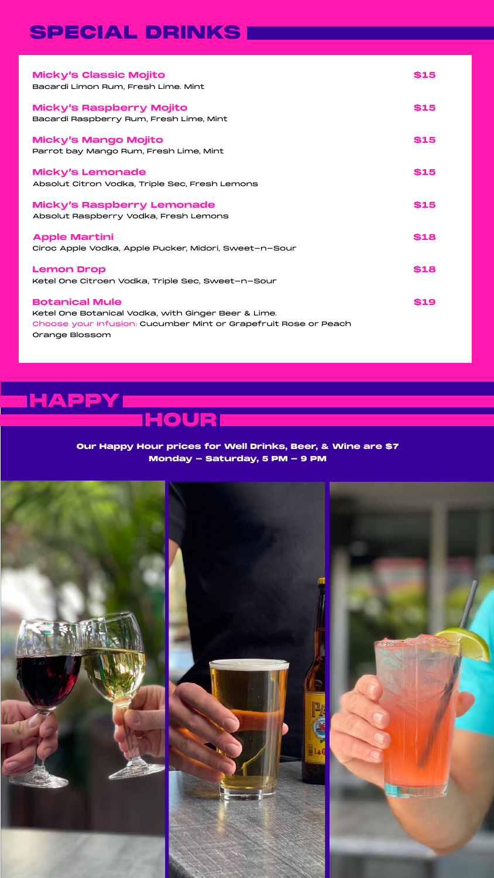# SPECIAL DRINKS

**Micky's Classic Mojito** — **$15**
Bacardi Limon Rum, Fresh Lime. Mint

**Micky's Raspberry Mojito** — **$15**
Bacardi Raspberry Rum, Fresh Lime, Mint

**Micky's Mango Mojito** — **$15**
Parrot bay Mango Rum, Fresh Lime, Mint

**Micky's Lemonade** — **$15**
Absolut Citron Vodka, Triple Sec, Fresh Lemons

**Micky's Raspberry Lemonade** — **$15**
Absolut Raspberry Vodka, Fresh Lemons

**Apple Martini** — **$18**
Ciroc Apple Vodka, Apple Pucker, Midori, Sweet–n–Sour

**Lemon Drop** — **$18**
Ketel One Citroen Vodka, Triple Sec, Sweet–n–Sour

**Botanical Mule** — **$19**
Ketel One Botanical Vodka, with Ginger Beer & Lime.
Choose your Infusion: Cucumber Mint or Grapefruit Rose or Peach Orange Blossom

# HAPPY HOUR

**Our Happy Hour prices for Well Drinks, Beer, & Wine are $7**
**Monday – Saturday, 5 PM – 9 PM**